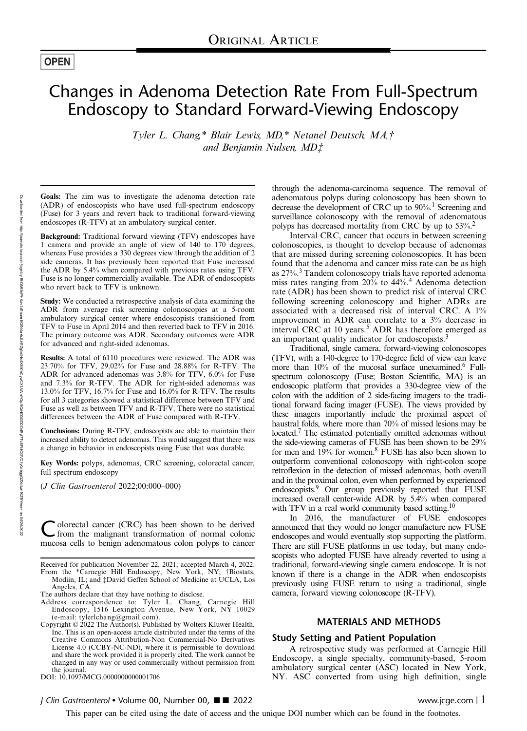OPEN

# Changes in Adenoma Detection Rate From Full-Spectrum Endoscopy to Standard Forward-Viewing Endoscopy

*Tyler L. Chang,\* Blair Lewis, MD,\* Netanel Deutsch, MA,† and Benjamin Nulsen, MD‡*

**Goals:** The aim was to investigate the adenoma detection rate (ADR) of endoscopists who have used full-spectrum endoscopy (Fuse) for 3 years and revert back to traditional forward-viewing endoscopes (R-TFV) at an ambulatory surgical center.

**Background:** Traditional forward viewing (TFV) endoscopes have 1 camera and provide an angle of view of 140 to 170 degrees, whereas Fuse provides a 330 degrees view through the addition of 2 side cameras. It has previously been reported that Fuse increased the ADR by 5.4% when compared with previous rates using TFV. Fuse is no longer commercially available. The ADR of endoscopists who revert back to TFV is unknown.

**Study:** We conducted a retrospective analysis of data examining the ADR from average risk screening colonoscopies at a 5-room ambulatory surgical center where endoscopists transitioned from TFV to Fuse in April 2014 and then reverted back to TFV in 2016. The primary outcome was ADR. Secondary outcomes were ADR for advanced and right-sided adenomas.

**Results:** A total of 6110 procedures were reviewed. The ADR was 23.70% for TFV, 29.02% for Fuse and 28.88% for R-TFV. The ADR for advanced adenomas was 3.8% for TFV, 6.0% for Fuse and 7.3% for R-TFV. The ADR for right-sided adenomas was 13.0% for TFV, 16.7% for Fuse and 16.0% for R-TFV. The results for all 3 categories showed a statistical difference between TFV and Fuse as well as between TFV and R-TFV. There were no statistical differences between the ADR of Fuse compared with R-TFV.

**Conclusions:** During R-TFV, endoscopists are able to maintain their increased ability to detect adenomas. This would suggest that there was a change in behavior in endoscopists using Fuse that was durable.

**Key Words:** polyps, adenomas, CRC screening, colorectal cancer, full spectrum endoscopy

(*J Clin Gastroenterol* 2022;00:000–000)

Colorectal cancer (CRC) has been shown to be derived from the malignant transformation of normal colonic mucosa cells to benign adenomatous colon polyps to cancer through the adenoma-carcinoma sequence. The removal of adenomatous polyps during colonoscopy has been shown to decrease the development of CRC up to 90%.[1] Screening and surveillance colonoscopy with the removal of adenomatous polyps has decreased mortality from CRC by up to 53%.[2]

Interval CRC, cancer that occurs in between screening colonoscopies, is thought to develop because of adenomas that are missed during screening colonoscopies. It has been found that the adenoma and cancer miss rate can be as high as 27%.[3] Tandem colonoscopy trials have reported adenoma miss rates ranging from 20% to 44%.[4] Adenoma detection rate (ADR) has been shown to predict risk of interval CRC following screening colonoscopy and higher ADRs are associated with a decreased risk of interval CRC. A 1% improvement in ADR can correlate to a 3% decrease in interval CRC at 10 years.[5] ADR has therefore emerged as an important quality indicator for endoscopists.[3]

Traditional, single camera, forward-viewing colonoscopes (TFV), with a 140-degree to 170-degree field of view can leave more than 10% of the mucosal surface unexamined.[6] Full-spectrum colonoscopy (Fuse; Boston Scientific, MA) is an endoscopic platform that provides a 330-degree view of the colon with the addition of 2 side-facing imagers to the traditional forward facing imager (FUSE). The views provided by these imagers importantly include the proximal aspect of haustral folds, where more than 70% of missed lesions may be located.[7] The estimated potentially omitted adenomas without the side-viewing cameras of FUSE has been shown to be 29% for men and 19% for women.[8] FUSE has also been shown to outperform conventional colonoscopy with right-colon scope retroflexion in the detection of missed adenomas, both overall and in the proximal colon, even when performed by experienced endoscopists.[9] Our group previously reported that FUSE increased overall center-wide ADR by 5.4% when compared with TFV in a real world community based setting.[10]

In 2016, the manufacturer of FUSE endoscopes announced that they would no longer manufacture new FUSE endoscopes and would eventually stop supporting the platform. There are still FUSE platforms in use today, but many endoscopists who adopted FUSE have already reverted to using a traditional, forward-viewing single camera endoscope. It is not known if there is a change in the ADR when endoscopists previously using FUSE return to using a traditional, single camera, forward viewing colonoscope (R-TFV).

## MATERIALS AND METHODS

### Study Setting and Patient Population

A retrospective study was performed at Carnegie Hill Endoscopy, a single specialty, community-based, 5-room ambulatory surgical center (ASC) located in New York, NY. ASC converted from using high definition, single

Received for publication November 22, 2021; accepted March 4, 2022.

From the \*Carnegie Hill Endoscopy, New York, NY; †Biostats, Modiin, IL; and ‡David Geffen School of Medicine at UCLA, Los Angeles, CA.

The authors declare that they have nothing to disclose.

Address correspondence to: Tyler L. Chang, Carnegie Hill Endoscopy, 1516 Lexington Avenue, New York, NY 10029 (e-mail: tylerlchang@gmail.com).

Copyright © 2022 The Author(s). Published by Wolters Kluwer Health, Inc. This is an open-access article distributed under the terms of the Creative Commons Attribution-Non Commercial-No Derivatives License 4.0 (CCBY-NC-ND), where it is permissible to download and share the work provided it is properly cited. The work cannot be changed in any way or used commercially without permission from the journal.

DOI: 10.1097/MCG.0000000000001706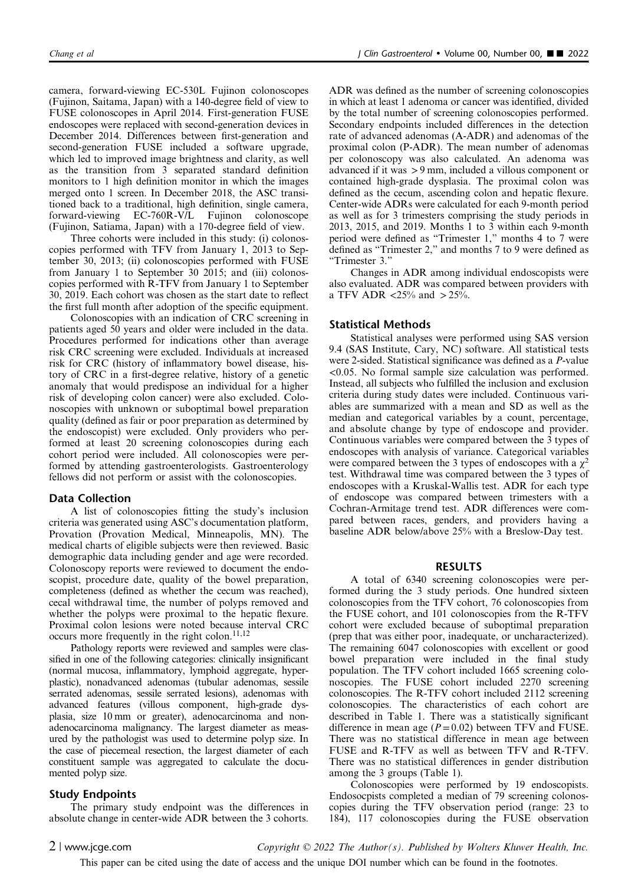camera, forward-viewing EC-530L Fujinon colonoscopes (Fujinon, Saitama, Japan) with a 140-degree field of view to FUSE colonoscopes in April 2014. First-generation FUSE endoscopes were replaced with second-generation devices in December 2014. Differences between first-generation and second-generation FUSE included a software upgrade, which led to improved image brightness and clarity, as well as the transition from 3 separated standard definition monitors to 1 high definition monitor in which the images merged onto 1 screen. In December 2018, the ASC transitioned back to a traditional, high definition, single camera, forward-viewing EC-760R-V/L Fujinon colonoscope (Fujinon, Satiama, Japan) with a 170-degree field of view.

Three cohorts were included in this study: (i) colonoscopies performed with TFV from January 1, 2013 to September 30, 2013; (ii) colonoscopies performed with FUSE from January 1 to September 30 2015; and (iii) colonoscopies performed with R-TFV from January 1 to September 30, 2019. Each cohort was chosen as the start date to reflect the first full month after adoption of the specific equipment.

Colonoscopies with an indication of CRC screening in patients aged 50 years and older were included in the data. Procedures performed for indications other than average risk CRC screening were excluded. Individuals at increased risk for CRC (history of inflammatory bowel disease, history of CRC in a first-degree relative, history of a genetic anomaly that would predispose an individual for a higher risk of developing colon cancer) were also excluded. Colonoscopies with unknown or suboptimal bowel preparation quality (defined as fair or poor preparation as determined by the endoscopist) were excluded. Only providers who performed at least 20 screening colonoscopies during each cohort period were included. All colonoscopies were performed by attending gastroenterologists. Gastroenterology fellows did not perform or assist with the colonoscopies.

## Data Collection

A list of colonoscopies fitting the study's inclusion criteria was generated using ASC's documentation platform, Provation (Provation Medical, Minneapolis, MN). The medical charts of eligible subjects were then reviewed. Basic demographic data including gender and age were recorded. Colonoscopy reports were reviewed to document the endoscopist, procedure date, quality of the bowel preparation, completeness (defined as whether the cecum was reached), cecal withdrawal time, the number of polyps removed and whether the polyps were proximal to the hepatic flexure. Proximal colon lesions were noted because interval CRC occurs more frequently in the right colon.[11,12]

Pathology reports were reviewed and samples were classified in one of the following categories: clinically insignificant (normal mucosa, inflammatory, lymphoid aggregate, hyperplastic), nonadvanced adenomas (tubular adenomas, sessile serrated adenomas, sessile serrated lesions), adenomas with advanced features (villous component, high-grade dysplasia, size 10 mm or greater), adenocarcinoma and nonadenocarcinoma malignancy. The largest diameter as measured by the pathologist was used to determine polyp size. In the case of piecemeal resection, the largest diameter of each constituent sample was aggregated to calculate the documented polyp size.

## Study Endpoints

The primary study endpoint was the differences in absolute change in center-wide ADR between the 3 cohorts. ADR was defined as the number of screening colonoscopies in which at least 1 adenoma or cancer was identified, divided by the total number of screening colonoscopies performed. Secondary endpoints included differences in the detection rate of advanced adenomas (A-ADR) and adenomas of the proximal colon (P-ADR). The mean number of adenomas per colonoscopy was also calculated. An adenoma was advanced if it was > 9 mm, included a villous component or contained high-grade dysplasia. The proximal colon was defined as the cecum, ascending colon and hepatic flexure. Center-wide ADRs were calculated for each 9-month period as well as for 3 trimesters comprising the study periods in 2013, 2015, and 2019. Months 1 to 3 within each 9-month period were defined as "Trimester 1," months 4 to 7 were defined as "Trimester 2," and months 7 to 9 were defined as "Trimester 3."

Changes in ADR among individual endoscopists were also evaluated. ADR was compared between providers with a TFV ADR <25% and > 25%.

## Statistical Methods

Statistical analyses were performed using SAS version 9.4 (SAS Institute, Cary, NC) software. All statistical tests were 2-sided. Statistical significance was defined as a *P*-value <0.05. No formal sample size calculation was performed. Instead, all subjects who fulfilled the inclusion and exclusion criteria during study dates were included. Continuous variables are summarized with a mean and SD as well as the median and categorical variables by a count, percentage, and absolute change by type of endoscope and provider. Continuous variables were compared between the 3 types of endoscopes with analysis of variance. Categorical variables were compared between the 3 types of endoscopes with a $\chi^2$ test. Withdrawal time was compared between the 3 types of endoscopes with a Kruskal-Wallis test. ADR for each type of endoscope was compared between trimesters with a Cochran-Armitage trend test. ADR differences were compared between races, genders, and providers having a baseline ADR below/above 25% with a Breslow-Day test.

# RESULTS

A total of 6340 screening colonoscopies were performed during the 3 study periods. One hundred sixteen colonoscopies from the TFV cohort, 76 colonoscopies from the FUSE cohort, and 101 colonoscopies from the R-TFV cohort were excluded because of suboptimal preparation (prep that was either poor, inadequate, or uncharacterized). The remaining 6047 colonoscopies with excellent or good bowel preparation were included in the final study population. The TFV cohort included 1665 screening colonoscopies. The FUSE cohort included 2270 screening colonoscopies. The R-TFV cohort included 2112 screening colonoscopies. The characteristics of each cohort are described in Table 1. There was a statistically significant difference in mean age ($P = 0.02$) between TFV and FUSE. There was no statistical difference in mean age between FUSE and R-TFV as well as between TFV and R-TFV. There was no statistical differences in gender distribution among the 3 groups (Table 1).

Colonoscopies were performed by 19 endoscopists. Endosocpists completed a median of 79 screening colonoscopies during the TFV observation period (range: 23 to 184), 117 colonoscopies during the FUSE observation

This paper can be cited using the date of access and the unique DOI number which can be found in the footnotes.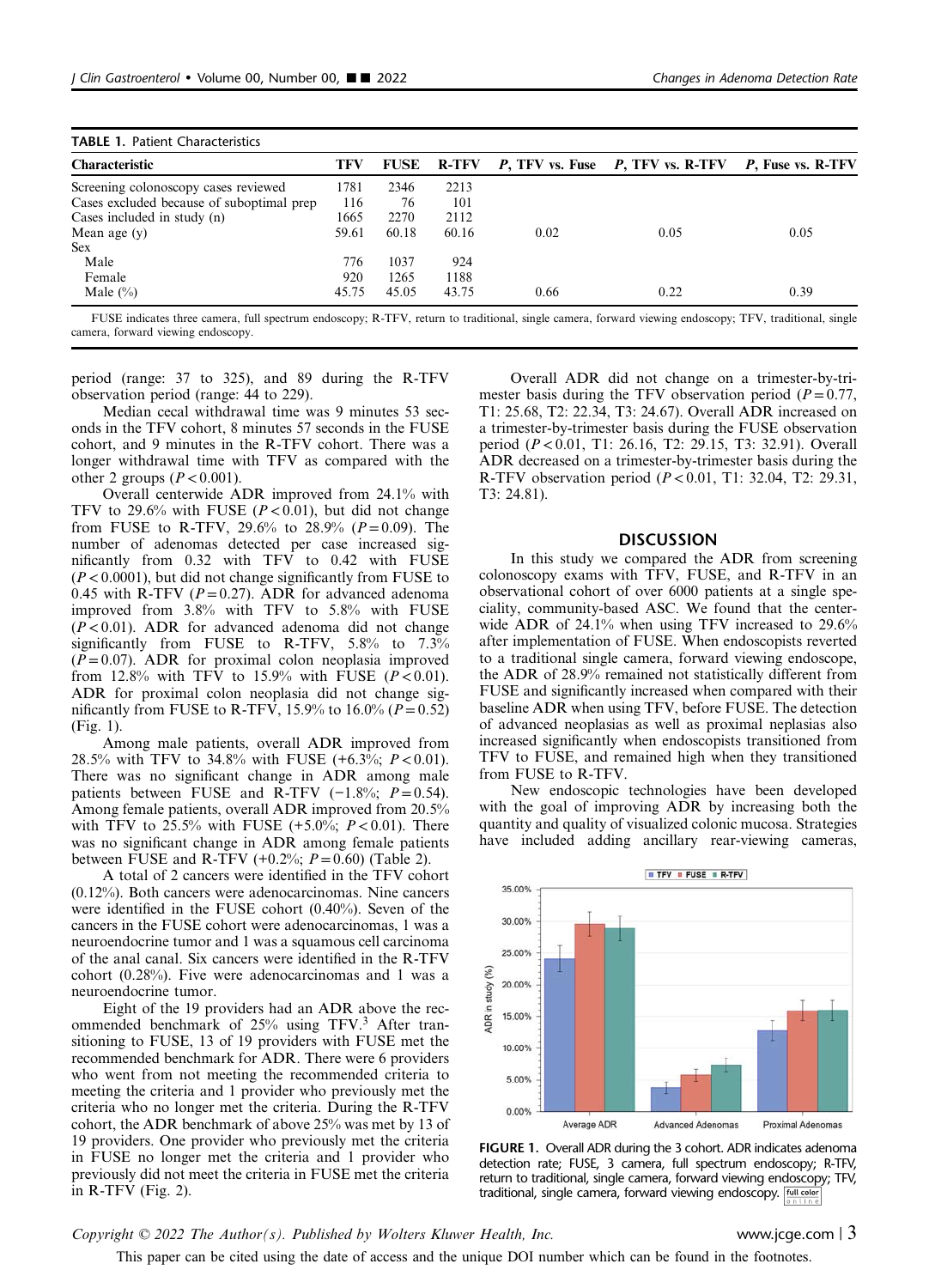**TABLE 1.** Patient Characteristics

| Characteristic | TFV | FUSE | R-TFV | *P*, TFV vs. Fuse | *P*, TFV vs. R-TFV | *P*, Fuse vs. R-TFV |
|---|---|---|---|---|---|---|
| Screening colonoscopy cases reviewed | 1781 | 2346 | 2213 | | | |
| Cases excluded because of suboptimal prep | 116 | 76 | 101 | | | |
| Cases included in study (n) | 1665 | 2270 | 2112 | | | |
| Mean age (y) | 59.61 | 60.18 | 60.16 | 0.02 | 0.05 | 0.05 |
| Sex | | | | | | |
| Male | 776 | 1037 | 924 | | | |
| Female | 920 | 1265 | 1188 | | | |
| Male (%) | 45.75 | 45.05 | 43.75 | 0.66 | 0.22 | 0.39 |

FUSE indicates three camera, full spectrum endoscopy; R-TFV, return to traditional, single camera, forward viewing endoscopy; TFV, traditional, single camera, forward viewing endoscopy.

period (range: 37 to 325), and 89 during the R-TFV observation period (range: 44 to 229).

Median cecal withdrawal time was 9 minutes 53 seconds in the TFV cohort, 8 minutes 57 seconds in the FUSE cohort, and 9 minutes in the R-TFV cohort. There was a longer withdrawal time with TFV as compared with the other 2 groups ($P<0.001$).

Overall centerwide ADR improved from 24.1% with TFV to 29.6% with FUSE ($P<0.01$), but did not change from FUSE to R-TFV, 29.6% to 28.9% ($P=0.09$). The number of adenomas detected per case increased significantly from 0.32 with TFV to 0.42 with FUSE ($P<0.0001$), but did not change significantly from FUSE to 0.45 with R-TFV ($P=0.27$). ADR for advanced adenoma improved from 3.8% with TFV to 5.8% with FUSE ($P<0.01$). ADR for advanced adenoma did not change significantly from FUSE to R-TFV, 5.8% to 7.3% ($P=0.07$). ADR for proximal colon neoplasia improved from 12.8% with TFV to 15.9% with FUSE ($P<0.01$). ADR for proximal colon neoplasia did not change significantly from FUSE to R-TFV, 15.9% to 16.0% ($P=0.52$) (Fig. 1).

Among male patients, overall ADR improved from 28.5% with TFV to 34.8% with FUSE (+6.3%; $P<0.01$). There was no significant change in ADR among male patients between FUSE and R-TFV (−1.8%; $P=0.54$). Among female patients, overall ADR improved from 20.5% with TFV to 25.5% with FUSE (+5.0%; $P<0.01$). There was no significant change in ADR among female patients between FUSE and R-TFV (+0.2%; $P=0.60$) (Table 2).

A total of 2 cancers were identified in the TFV cohort (0.12%). Both cancers were adenocarcinomas. Nine cancers were identified in the FUSE cohort (0.40%). Seven of the cancers in the FUSE cohort were adenocarcinomas, 1 was a neuroendocrine tumor and 1 was a squamous cell carcinoma of the anal canal. Six cancers were identified in the R-TFV cohort (0.28%). Five were adenocarcinomas and 1 was a neuroendocrine tumor.

Eight of the 19 providers had an ADR above the recommended benchmark of 25% using TFV.[3] After transitioning to FUSE, 13 of 19 providers with FUSE met the recommended benchmark for ADR. There were 6 providers who went from not meeting the recommended criteria to meeting the criteria and 1 provider who previously met the criteria who no longer met the criteria. During the R-TFV cohort, the ADR benchmark of above 25% was met by 13 of 19 providers. One provider who previously met the criteria in FUSE no longer met the criteria and 1 provider who previously did not meet the criteria in FUSE met the criteria in R-TFV (Fig. 2).

Overall ADR did not change on a trimester-by-trimester basis during the TFV observation period ($P=0.77$, T1: 25.68, T2: 22.34, T3: 24.67). Overall ADR increased on a trimester-by-trimester basis during the FUSE observation period ($P<0.01$, T1: 26.16, T2: 29.15, T3: 32.91). Overall ADR decreased on a trimester-by-trimester basis during the R-TFV observation period ($P<0.01$, T1: 32.04, T2: 29.31, T3: 24.81).

## DISCUSSION

In this study we compared the ADR from screening colonoscopy exams with TFV, FUSE, and R-TFV in an observational cohort of over 6000 patients at a single speciality, community-based ASC. We found that the centerwide ADR of 24.1% when using TFV increased to 29.6% after implementation of FUSE. When endoscopists reverted to a traditional single camera, forward viewing endoscope, the ADR of 28.9% remained not statistically different from FUSE and significantly increased when compared with their baseline ADR when using TFV, before FUSE. The detection of advanced neoplasias as well as proximal neplasias also increased significantly when endoscopists transitioned from TFV to FUSE, and remained high when they transitioned from FUSE to R-TFV.

New endoscopic technologies have been developed with the goal of improving ADR by increasing both the quantity and quality of visualized colonic mucosa. Strategies have included adding ancillary rear-viewing cameras,

**FIGURE 1.** Overall ADR during the 3 cohort. ADR indicates adenoma detection rate; FUSE, 3 camera, full spectrum endoscopy; R-TFV, return to traditional, single camera, forward viewing endoscopy; TFV, traditional, single camera, forward viewing endoscopy.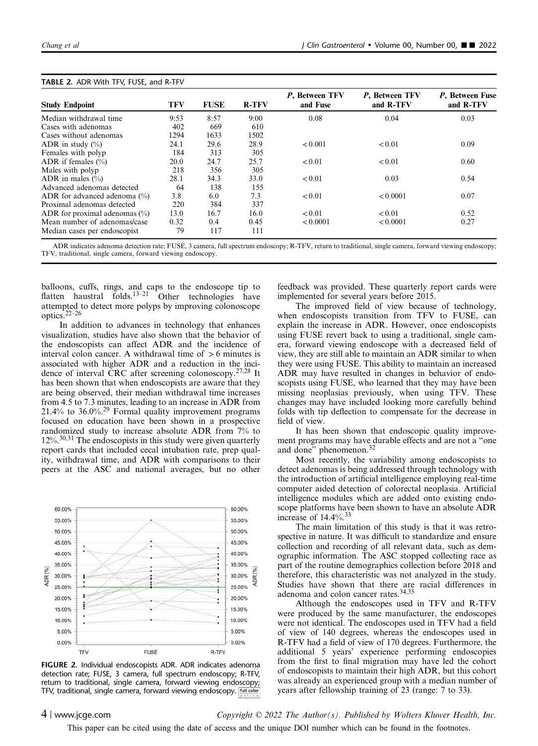**TABLE 2.** ADR With TFV, FUSE, and R-TFV

| Study Endpoint | TFV | FUSE | R-TFV | P, Between TFV and Fuse | P, Between TFV and R-TFV | P, Between Fuse and R-TFV |
|---|---|---|---|---|---|---|
| Median withdrawal time | 9:53 | 8:57 | 9:00 | 0.08 | 0.04 | 0.03 |
| Cases with adenomas | 402 | 669 | 610 | | | |
| Cases without adenomas | 1294 | 1633 | 1502 | | | |
| ADR in study (%) | 24.1 | 29.6 | 28.9 | < 0.001 | < 0.01 | 0.09 |
| Females with polyp | 184 | 313 | 305 | | | |
| ADR if females (%) | 20.0 | 24.7 | 25.7 | < 0.01 | < 0.01 | 0.60 |
| Males with polyp | 218 | 356 | 305 | | | |
| ADR in males (%) | 28.1 | 34.3 | 33.0 | < 0.01 | 0.03 | 0.54 |
| Advanced adenomas detected | 64 | 138 | 155 | | | |
| ADR for advanced adenoma (%) | 3.8 | 6.0 | 7.3 | < 0.01 | < 0.0001 | 0.07 |
| Proximal adenomas detected | 220 | 384 | 337 | | | |
| ADR for proximal adenomas (%) | 13.0 | 16.7 | 16.0 | < 0.01 | < 0.01 | 0.52 |
| Mean number of adenomas/case | 0.32 | 0.4 | 0.45 | < 0.0001 | < 0.0001 | 0.27 |
| Median cases per endoscopist | 79 | 117 | 111 | | | |

ADR indicates adenoma detection rate; FUSE, 3 camera, full spectrum endoscopy; R-TFV, return to traditional, single camera, forward viewing endoscopy; TFV, traditional, single camera, forward viewing endoscopy.

balloons, cuffs, rings, and caps to the endoscope tip to flatten haustral folds.[13–21] Other technologies have attempted to detect more polyps by improving colonoscope optics.[22–26]

In addition to advances in technology that enhances visualization, studies have also shown that the behavior of the endoscopists can affect ADR and the incidence of interval colon cancer. A withdrawal time of > 6 minutes is associated with higher ADR and a reduction in the incidence of interval CRC after screening colonoscopy.[27,28] It has been shown that when endoscopists are aware that they are being observed, their median withdrawal time increases from 4.5 to 7.3 minutes, leading to an increase in ADR from 21.4% to 36.0%.[29] Formal quality improvement programs focused on education have been shown in a prospective randomized study to increase absolute ADR from 7% to 12%.[30,31] The endoscopists in this study were given quarterly report cards that included cecal intubation rate, prep quality, withdrawal time, and ADR with comparisons to their peers at the ASC and national averages, but no other

FIGURE 2. Individual endoscopists ADR. ADR indicates adenoma detection rate; FUSE, 3 camera, full spectrum endoscopy; R-TFV, return to traditional, single camera, forward viewing endoscopy; TFV, traditional, single camera, forward viewing endoscopy.

feedback was provided. These quarterly report cards were implemented for several years before 2015.

The improved field of view because of technology, when endoscopists transition from TFV to FUSE, can explain the increase in ADR. However, once endoscopists using FUSE revert back to using a traditional, single camera, forward viewing endoscope with a decreased field of view, they are still able to maintain an ADR similar to when they were using FUSE. This ability to maintain an increased ADR may have resulted in changes in behavior of endoscopists using FUSE, who learned that they may have been missing neoplasias previously, when using TFV. These changes may have included looking more carefully behind folds with tip deflection to compensate for the decrease in field of view.

It has been shown that endoscopic quality improvement programs may have durable effects and are not a "one and done" phenomenon.[32]

Most recently, the variability among endoscopists to detect adenomas is being addressed through technology with the introduction of artificial intelligence employing real-time computer aided detection of colorectal neoplasia. Artificial intelligence modules which are added onto existing endoscope platforms have been shown to have an absolute ADR increase of 14.4%.[33]

The main limitation of this study is that it was retrospective in nature. It was difficult to standardize and ensure collection and recording of all relevant data, such as demographic information. The ASC stopped collecting race as part of the routine demographics collection before 2018 and therefore, this characteristic was not analyzed in the study. Studies have shown that there are racial differences in adenoma and colon cancer rates.[34,35]

Although the endoscopes used in TFV and R-TFV were produced by the same manufacturer, the endoscopes were not identical. The endoscopes used in TFV had a field of view of 140 degrees, whereas the endoscopes used in R-TFV had a field of view of 170 degrees. Furthermore, the additional 5 years' experience performing endoscopies from the first to final migration may have led the cohort of endoscopists to maintain their high ADR, but this cohort was already an experienced group with a median number of years after fellowship training of 23 (range: 7 to 33).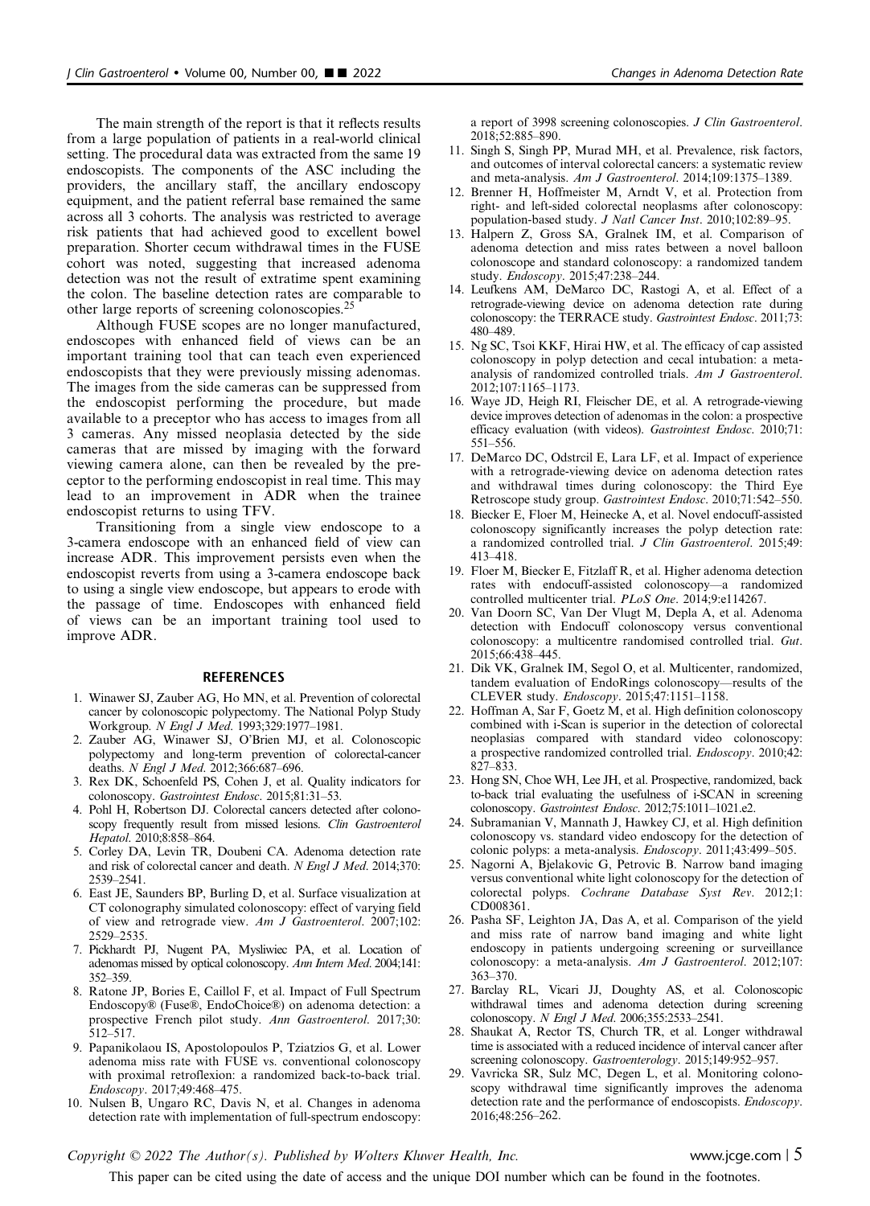The main strength of the report is that it reflects results from a large population of patients in a real-world clinical setting. The procedural data was extracted from the same 19 endoscopists. The components of the ASC including the providers, the ancillary staff, the ancillary endoscopy equipment, and the patient referral base remained the same across all 3 cohorts. The analysis was restricted to average risk patients that had achieved good to excellent bowel preparation. Shorter cecum withdrawal times in the FUSE cohort was noted, suggesting that increased adenoma detection was not the result of extratime spent examining the colon. The baseline detection rates are comparable to other large reports of screening colonoscopies.[25]

Although FUSE scopes are no longer manufactured, endoscopes with enhanced field of views can be an important training tool that can teach even experienced endoscopists that they were previously missing adenomas. The images from the side cameras can be suppressed from the endoscopist performing the procedure, but made available to a preceptor who has access to images from all 3 cameras. Any missed neoplasia detected by the side cameras that are missed by imaging with the forward viewing camera alone, can then be revealed by the preceptor to the performing endoscopist in real time. This may lead to an improvement in ADR when the trainee endoscopist returns to using TFV.

Transitioning from a single view endoscope to a 3-camera endoscope with an enhanced field of view can increase ADR. This improvement persists even when the endoscopist reverts from using a 3-camera endoscope back to using a single view endoscope, but appears to erode with the passage of time. Endoscopes with enhanced field of views can be an important training tool used to improve ADR.

## REFERENCES

1. Winawer SJ, Zauber AG, Ho MN, et al. Prevention of colorectal cancer by colonoscopic polypectomy. The National Polyp Study Workgroup. *N Engl J Med*. 1993;329:1977–1981.
2. Zauber AG, Winawer SJ, O'Brien MJ, et al. Colonoscopic polypectomy and long-term prevention of colorectal-cancer deaths. *N Engl J Med*. 2012;366:687–696.
3. Rex DK, Schoenfeld PS, Cohen J, et al. Quality indicators for colonoscopy. *Gastrointest Endosc*. 2015;81:31–53.
4. Pohl H, Robertson DJ. Colorectal cancers detected after colonoscopy frequently result from missed lesions. *Clin Gastroenterol Hepatol*. 2010;8:858–864.
5. Corley DA, Levin TR, Doubeni CA. Adenoma detection rate and risk of colorectal cancer and death. *N Engl J Med*. 2014;370: 2539–2541.
6. East JE, Saunders BP, Burling D, et al. Surface visualization at CT colonography simulated colonoscopy: effect of varying field of view and retrograde view. *Am J Gastroenterol*. 2007;102: 2529–2535.
7. Pickhardt PJ, Nugent PA, Mysliwiec PA, et al. Location of adenomas missed by optical colonoscopy. *Ann Intern Med*. 2004;141: 352–359.
8. Ratone JP, Bories E, Caillol F, et al. Impact of Full Spectrum Endoscopy® (Fuse®, EndoChoice®) on adenoma detection: a prospective French pilot study. *Ann Gastroenterol*. 2017;30: 512–517.
9. Papanikolaou IS, Apostolopoulos P, Tziatzios G, et al. Lower adenoma miss rate with FUSE vs. conventional colonoscopy with proximal retroflexion: a randomized back-to-back trial. *Endoscopy*. 2017;49:468–475.
10. Nulsen B, Ungaro RC, Davis N, et al. Changes in adenoma detection rate with implementation of full-spectrum endoscopy: a report of 3998 screening colonoscopies. *J Clin Gastroenterol*. 2018;52:885–890.
11. Singh S, Singh PP, Murad MH, et al. Prevalence, risk factors, and outcomes of interval colorectal cancers: a systematic review and meta-analysis. *Am J Gastroenterol*. 2014;109:1375–1389.
12. Brenner H, Hoffmeister M, Arndt V, et al. Protection from right- and left-sided colorectal neoplasms after colonoscopy: population-based study. *J Natl Cancer Inst*. 2010;102:89–95.
13. Halpern Z, Gross SA, Gralnek IM, et al. Comparison of adenoma detection and miss rates between a novel balloon colonoscope and standard colonoscopy: a randomized tandem study. *Endoscopy*. 2015;47:238–244.
14. Leufkens AM, DeMarco DC, Rastogi A, et al. Effect of a retrograde-viewing device on adenoma detection rate during colonoscopy: the TERRACE study. *Gastrointest Endosc*. 2011;73: 480–489.
15. Ng SC, Tsoi KKF, Hirai HW, et al. The efficacy of cap assisted colonoscopy in polyp detection and cecal intubation: a meta-analysis of randomized controlled trials. *Am J Gastroenterol*. 2012;107:1165–1173.
16. Waye JD, Heigh RI, Fleischer DE, et al. A retrograde-viewing device improves detection of adenomas in the colon: a prospective efficacy evaluation (with videos). *Gastrointest Endosc*. 2010;71: 551–556.
17. DeMarco DC, Odstrcil E, Lara LF, et al. Impact of experience with a retrograde-viewing device on adenoma detection rates and withdrawal times during colonoscopy: the Third Eye Retroscope study group. *Gastrointest Endosc*. 2010;71:542–550.
18. Biecker E, Floer M, Heinecke A, et al. Novel endocuff-assisted colonoscopy significantly increases the polyp detection rate: a randomized controlled trial. *J Clin Gastroenterol*. 2015;49: 413–418.
19. Floer M, Biecker E, Fitzlaff R, et al. Higher adenoma detection rates with endocuff-assisted colonoscopy—a randomized controlled multicenter trial. *PLoS One*. 2014;9:e114267.
20. Van Doorn SC, Van Der Vlugt M, Depla A, et al. Adenoma detection with Endocuff colonoscopy versus conventional colonoscopy: a multicentre randomised controlled trial. *Gut*. 2015;66:438–445.
21. Dik VK, Gralnek IM, Segol O, et al. Multicenter, randomized, tandem evaluation of EndoRings colonoscopy—results of the CLEVER study. *Endoscopy*. 2015;47:1151–1158.
22. Hoffman A, Sar F, Goetz M, et al. High definition colonoscopy combined with i-Scan is superior in the detection of colorectal neoplasias compared with standard video colonoscopy: a prospective randomized controlled trial. *Endoscopy*. 2010;42: 827–833.
23. Hong SN, Choe WH, Lee JH, et al. Prospective, randomized, back to-back trial evaluating the usefulness of i-SCAN in screening colonoscopy. *Gastrointest Endosc*. 2012;75:1011–1021.e2.
24. Subramanian V, Mannath J, Hawkey CJ, et al. High definition colonoscopy vs. standard video endoscopy for the detection of colonic polyps: a meta-analysis. *Endoscopy*. 2011;43:499–505.
25. Nagorni A, Bjelakovic G, Petrovic B. Narrow band imaging versus conventional white light colonoscopy for the detection of colorectal polyps. *Cochrane Database Syst Rev*. 2012;1: CD008361.
26. Pasha SF, Leighton JA, Das A, et al. Comparison of the yield and miss rate of narrow band imaging and white light endoscopy in patients undergoing screening or surveillance colonoscopy: a meta-analysis. *Am J Gastroenterol*. 2012;107: 363–370.
27. Barclay RL, Vicari JJ, Doughty AS, et al. Colonoscopic withdrawal times and adenoma detection during screening colonoscopy. *N Engl J Med*. 2006;355:2533–2541.
28. Shaukat A, Rector TS, Church TR, et al. Longer withdrawal time is associated with a reduced incidence of interval cancer after screening colonoscopy. *Gastroenterology*. 2015;149:952–957.
29. Vavricka SR, Sulz MC, Degen L, et al. Monitoring colonoscopy withdrawal time significantly improves the adenoma detection rate and the performance of endoscopists. *Endoscopy*. 2016;48:256–262.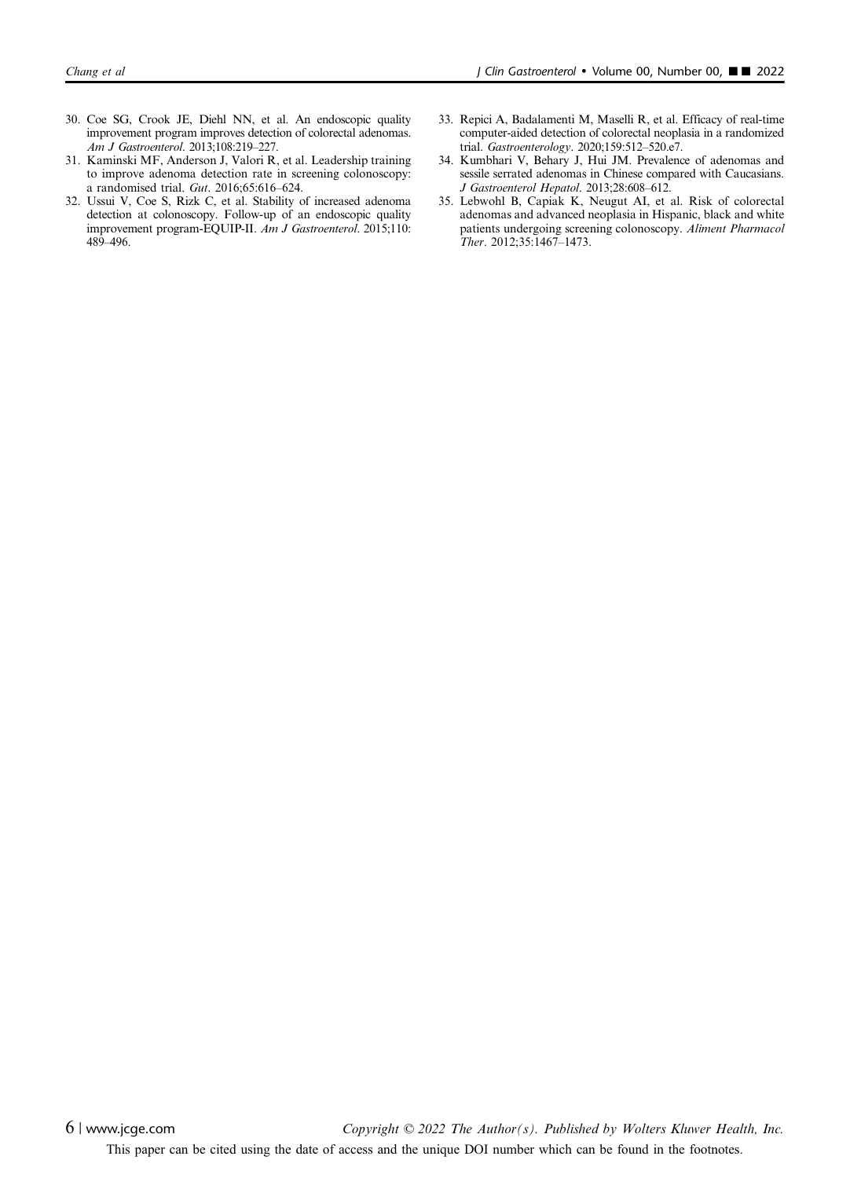30. Coe SG, Crook JE, Diehl NN, et al. An endoscopic quality improvement program improves detection of colorectal adenomas. *Am J Gastroenterol*. 2013;108:219–227.
31. Kaminski MF, Anderson J, Valori R, et al. Leadership training to improve adenoma detection rate in screening colonoscopy: a randomised trial. *Gut*. 2016;65:616–624.
32. Ussui V, Coe S, Rizk C, et al. Stability of increased adenoma detection at colonoscopy. Follow-up of an endoscopic quality improvement program-EQUIP-II. *Am J Gastroenterol*. 2015;110: 489–496.
33. Repici A, Badalamenti M, Maselli R, et al. Efficacy of real-time computer-aided detection of colorectal neoplasia in a randomized trial. *Gastroenterology*. 2020;159:512–520.e7.
34. Kumbhari V, Behary J, Hui JM. Prevalence of adenomas and sessile serrated adenomas in Chinese compared with Caucasians. *J Gastroenterol Hepatol*. 2013;28:608–612.
35. Lebwohl B, Capiak K, Neugut AI, et al. Risk of colorectal adenomas and advanced neoplasia in Hispanic, black and white patients undergoing screening colonoscopy. *Aliment Pharmacol Ther*. 2012;35:1467–1473.

This paper can be cited using the date of access and the unique DOI number which can be found in the footnotes.